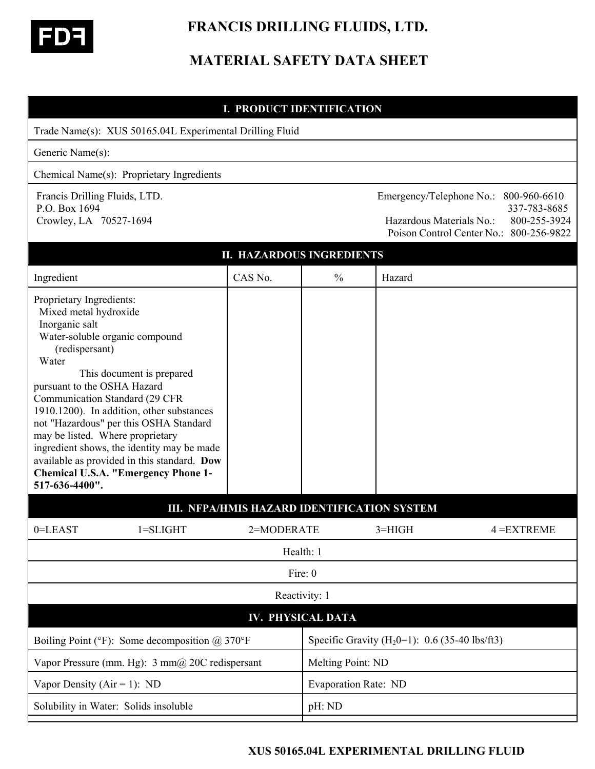FDF

# FRANCIS DRILLING FLUIDS, LTD.

# MATERIAL SAFETY DATA SHEET

## I. PRODUCT IDENTIFICATION

Trade Name(s): XUS 50165.04L Experimental Drilling Fluid

Generic Name(s):

Chemical Name(s): Proprietary Ingredients

Francis Drilling Fluids, LTD.
P.O. Box 1694
Crowley, LA 70527-1694

Emergency/Telephone No.: 800-960-6610
337-783-8685
Hazardous Materials No.: 800-255-3924
Poison Control Center No.: 800-256-9822

## II. HAZARDOUS INGREDIENTS

| Ingredient | CAS No. | % | Hazard |
|---|---|---|---|
| Proprietary Ingredients:<br>Mixed metal hydroxide<br>Inorganic salt<br>Water-soluble organic compound (redispersant)<br>Water<br>This document is prepared pursuant to the OSHA Hazard Communication Standard (29 CFR 1910.1200). In addition, other substances not "Hazardous" per this OSHA Standard may be listed. Where proprietary ingredient shows, the identity may be made available as provided in this standard. **Dow Chemical U.S.A. "Emergency Phone 1-517-636-4400".** | | | |

## III. NFPA/HMIS HAZARD IDENTIFICATION SYSTEM

0=LEAST 1=SLIGHT 2=MODERATE 3=HIGH 4 =EXTREME

Health: 1

Fire: 0

Reactivity: 1

## IV. PHYSICAL DATA

| | |
|---|---|
| Boiling Point (°F): Some decomposition @ 370°F | Specific Gravity ($H_20$=1): 0.6 (35-40 lbs/ft3) |
| Vapor Pressure (mm. Hg): 3 mm@ 20C redispersant | Melting Point: ND |
| Vapor Density (Air = 1): ND | Evaporation Rate: ND |
| Solubility in Water: Solids insoluble | pH: ND |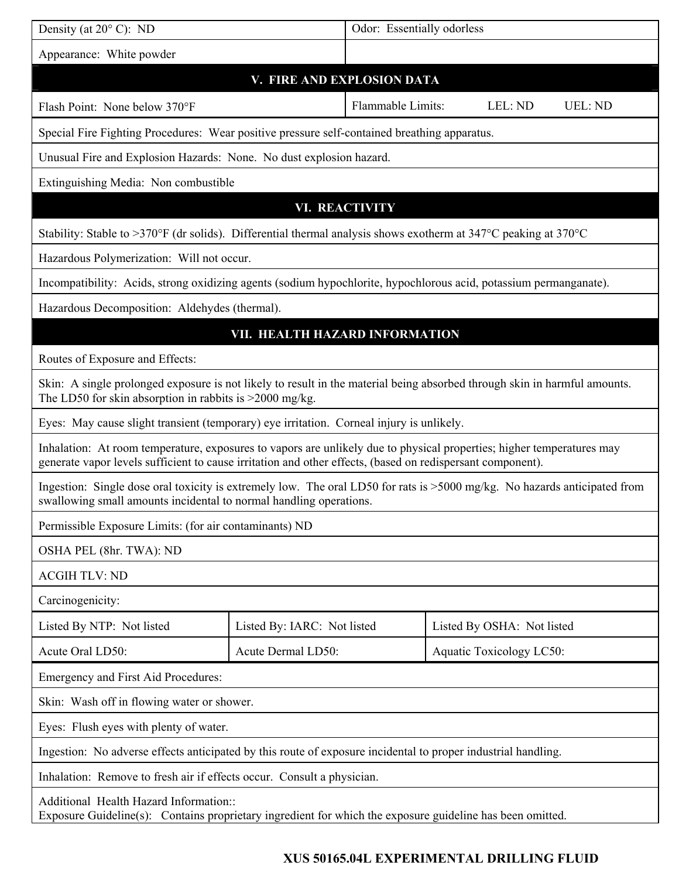| Density (at 20° C): ND | Odor: Essentially odorless |
| --- | --- |
| Appearance: White powder | |

## V. FIRE AND EXPLOSION DATA

| Flash Point: None below 370°F | Flammable Limits: LEL: ND UEL: ND |
| --- | --- |

Special Fire Fighting Procedures: Wear positive pressure self-contained breathing apparatus.

Unusual Fire and Explosion Hazards: None. No dust explosion hazard.

Extinguishing Media: Non combustible

## VI. REACTIVITY

Stability: Stable to >370°F (dr solids). Differential thermal analysis shows exotherm at 347°C peaking at 370°C

Hazardous Polymerization: Will not occur.

Incompatibility: Acids, strong oxidizing agents (sodium hypochlorite, hypochlorous acid, potassium permanganate).

Hazardous Decomposition: Aldehydes (thermal).

## VII. HEALTH HAZARD INFORMATION

Routes of Exposure and Effects:

Skin: A single prolonged exposure is not likely to result in the material being absorbed through skin in harmful amounts. The LD50 for skin absorption in rabbits is >2000 mg/kg.

Eyes: May cause slight transient (temporary) eye irritation. Corneal injury is unlikely.

Inhalation: At room temperature, exposures to vapors are unlikely due to physical properties; higher temperatures may generate vapor levels sufficient to cause irritation and other effects, (based on redispersant component).

Ingestion: Single dose oral toxicity is extremely low. The oral LD50 for rats is >5000 mg/kg. No hazards anticipated from swallowing small amounts incidental to normal handling operations.

Permissible Exposure Limits: (for air contaminants) ND

OSHA PEL (8hr. TWA): ND

ACGIH TLV: ND

Carcinogenicity:

| Listed By NTP: Not listed | Listed By: IARC: Not listed | Listed By OSHA: Not listed |
| --- | --- | --- |
| Acute Oral LD50: | Acute Dermal LD50: | Aquatic Toxicology LC50: |

Emergency and First Aid Procedures:

Skin: Wash off in flowing water or shower.

Eyes: Flush eyes with plenty of water.

Ingestion: No adverse effects anticipated by this route of exposure incidental to proper industrial handling.

Inhalation: Remove to fresh air if effects occur. Consult a physician.

Additional Health Hazard Information::
Exposure Guideline(s): Contains proprietary ingredient for which the exposure guideline has been omitted.

**XUS 50165.04L EXPERIMENTAL DRILLING FLUID**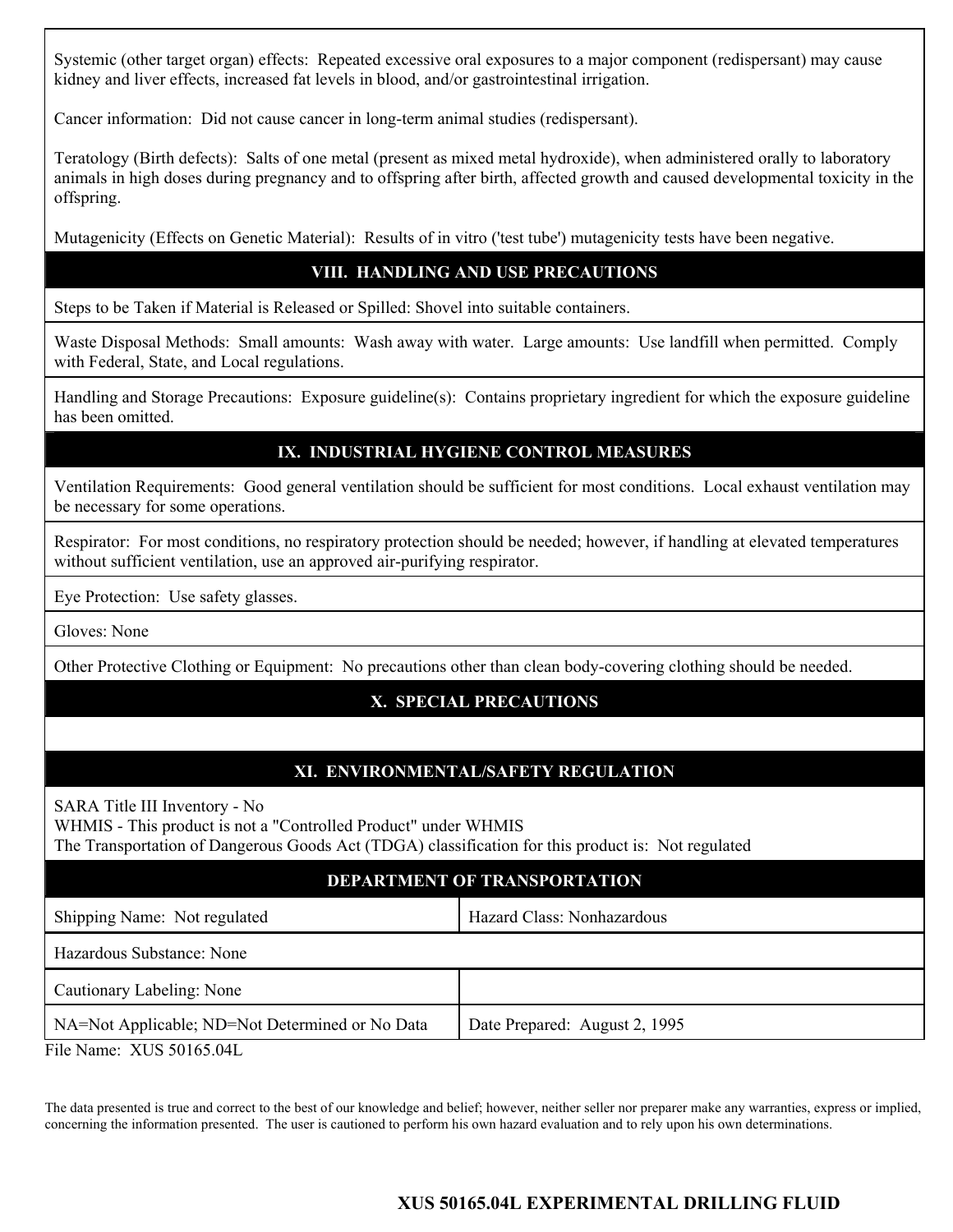Systemic (other target organ) effects: Repeated excessive oral exposures to a major component (redispersant) may cause kidney and liver effects, increased fat levels in blood, and/or gastrointestinal irrigation.

Cancer information: Did not cause cancer in long-term animal studies (redispersant).

Teratology (Birth defects): Salts of one metal (present as mixed metal hydroxide), when administered orally to laboratory animals in high doses during pregnancy and to offspring after birth, affected growth and caused developmental toxicity in the offspring.

Mutagenicity (Effects on Genetic Material): Results of in vitro ('test tube') mutagenicity tests have been negative.

## VIII. HANDLING AND USE PRECAUTIONS

Steps to be Taken if Material is Released or Spilled: Shovel into suitable containers.

Waste Disposal Methods: Small amounts: Wash away with water. Large amounts: Use landfill when permitted. Comply with Federal, State, and Local regulations.

Handling and Storage Precautions: Exposure guideline(s): Contains proprietary ingredient for which the exposure guideline has been omitted.

## IX. INDUSTRIAL HYGIENE CONTROL MEASURES

Ventilation Requirements: Good general ventilation should be sufficient for most conditions. Local exhaust ventilation may be necessary for some operations.

Respirator: For most conditions, no respiratory protection should be needed; however, if handling at elevated temperatures without sufficient ventilation, use an approved air-purifying respirator.

Eye Protection: Use safety glasses.

Gloves: None

Other Protective Clothing or Equipment: No precautions other than clean body-covering clothing should be needed.

## X. SPECIAL PRECAUTIONS

## XI. ENVIRONMENTAL/SAFETY REGULATION

SARA Title III Inventory - No
WHMIS - This product is not a "Controlled Product" under WHMIS
The Transportation of Dangerous Goods Act (TDGA) classification for this product is: Not regulated

## DEPARTMENT OF TRANSPORTATION

| | |
|---|---|
| Shipping Name: Not regulated | Hazard Class: Nonhazardous |
| Hazardous Substance: None | |
| Cautionary Labeling: None | |
| NA=Not Applicable; ND=Not Determined or No Data | Date Prepared: August 2, 1995 |

File Name: XUS 50165.04L

The data presented is true and correct to the best of our knowledge and belief; however, neither seller nor preparer make any warranties, express or implied, concerning the information presented. The user is cautioned to perform his own hazard evaluation and to rely upon his own determinations.

**XUS 50165.04L EXPERIMENTAL DRILLING FLUID**